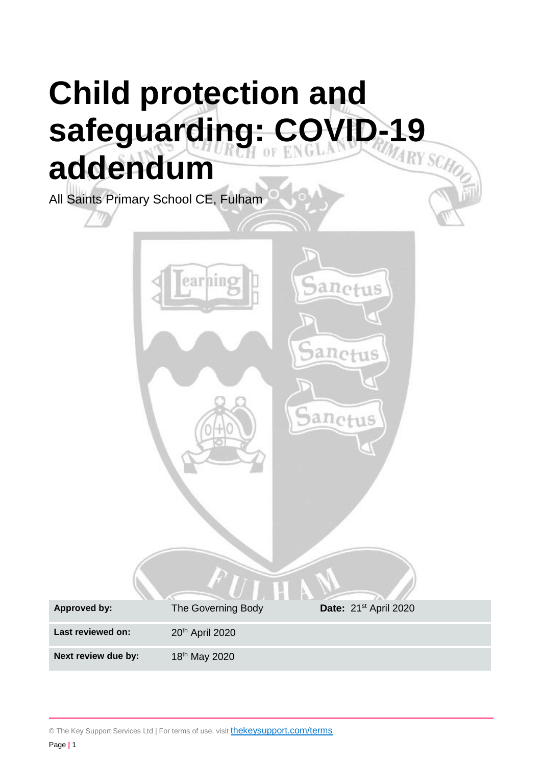# Child protection and safeguarding: COVID-19 addendum

All Saints Primary School CE, Fulham

| **Approved by:** | The Governing Body | **Date:** 21st April 2020 |
| --- | --- | --- |
| **Last reviewed on:** | 20th April 2020 | |
| **Next review due by:** | 18th May 2020 | |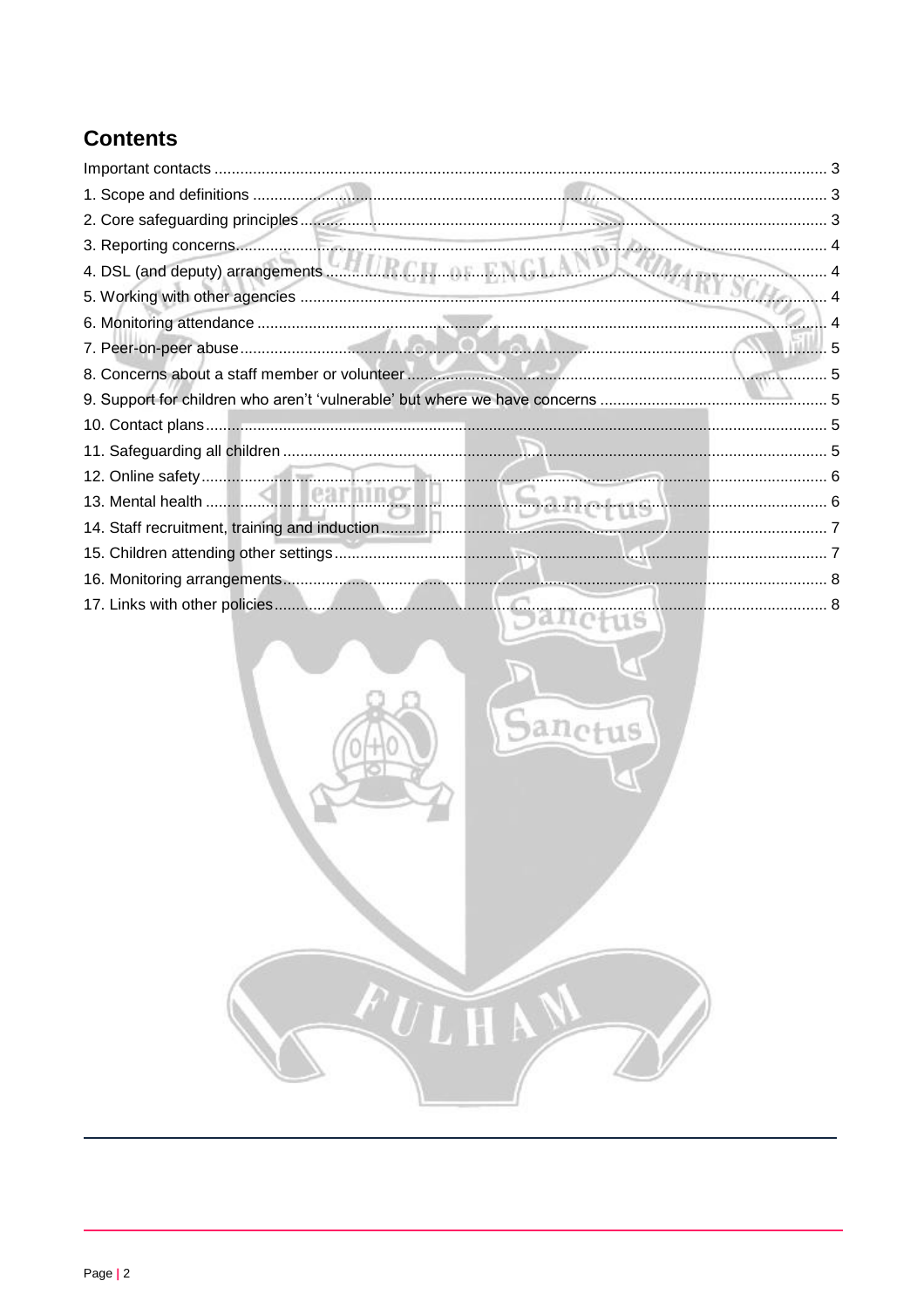## Contents

Important contacts ... 3
1. Scope and definitions ... 3
2. Core safeguarding principles ... 3
3. Reporting concerns ... 4
4. DSL (and deputy) arrangements ... 4
5. Working with other agencies ... 4
6. Monitoring attendance ... 4
7. Peer-on-peer abuse ... 5
8. Concerns about a staff member or volunteer ... 5
9. Support for children who aren't 'vulnerable' but where we have concerns ... 5
10. Contact plans ... 5
11. Safeguarding all children ... 5
12. Online safety ... 6
13. Mental health ... 6
14. Staff recruitment, training and induction ... 7
15. Children attending other settings ... 7
16. Monitoring arrangements ... 8
17. Links with other policies ... 8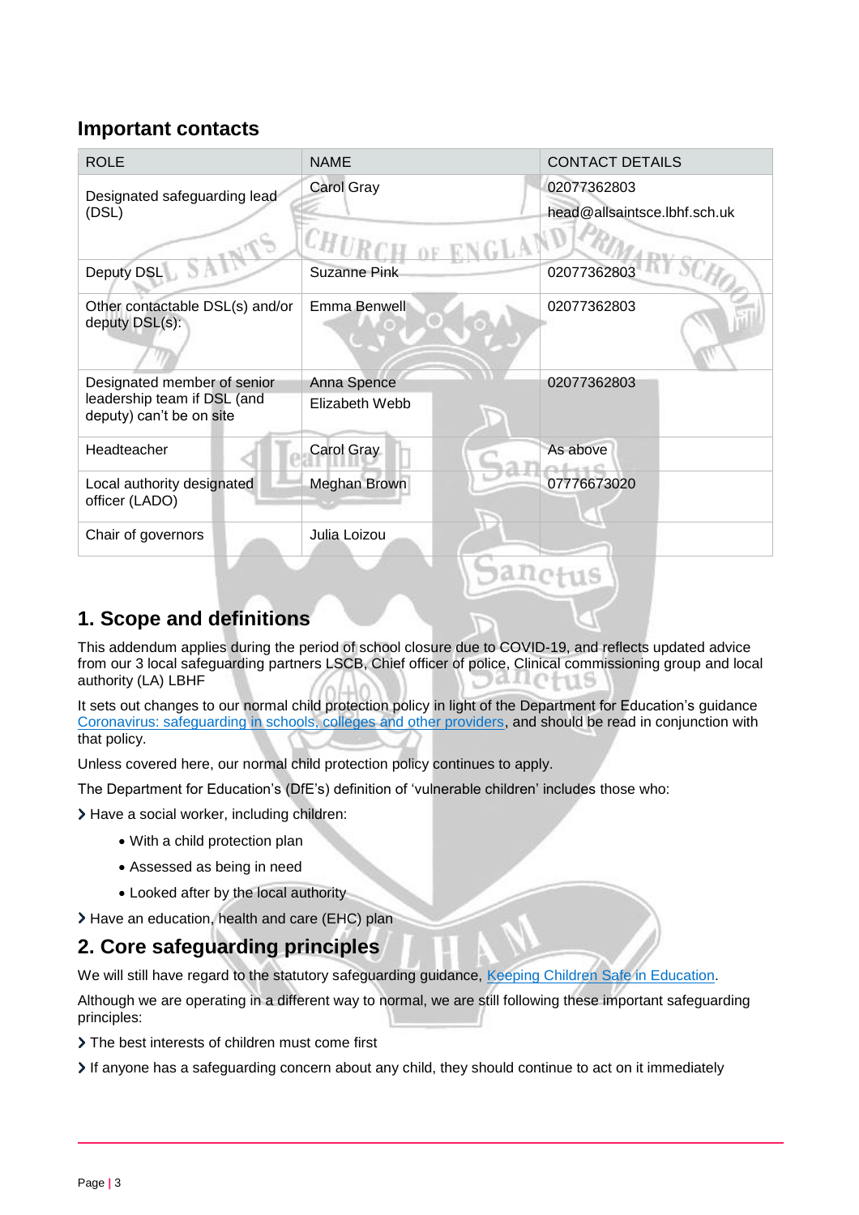## Important contacts

| ROLE | NAME | CONTACT DETAILS |
|---|---|---|
| Designated safeguarding lead (DSL) | Carol Gray | 02077362803<br>head@allsaintsce.lbhf.sch.uk |
| Deputy DSL | Suzanne Pink | 02077362803 |
| Other contactable DSL(s) and/or deputy DSL(s): | Emma Benwell | 02077362803 |
| Designated member of senior leadership team if DSL (and deputy) can't be on site | Anna Spence<br>Elizabeth Webb | 02077362803 |
| Headteacher | Carol Gray | As above |
| Local authority designated officer (LADO) | Meghan Brown | 07776673020 |
| Chair of governors | Julia Loizou | |

## 1. Scope and definitions

This addendum applies during the period of school closure due to COVID-19, and reflects updated advice from our 3 local safeguarding partners LSCB, Chief officer of police, Clinical commissioning group and local authority (LA) LBHF

It sets out changes to our normal child protection policy in light of the Department for Education's guidance Coronavirus: safeguarding in schools, colleges and other providers, and should be read in conjunction with that policy.

Unless covered here, our normal child protection policy continues to apply.

The Department for Education's (DfE's) definition of 'vulnerable children' includes those who:

- Have a social worker, including children:
  - With a child protection plan
  - Assessed as being in need
  - Looked after by the local authority
- Have an education, health and care (EHC) plan

## 2. Core safeguarding principles

We will still have regard to the statutory safeguarding guidance, Keeping Children Safe in Education.

Although we are operating in a different way to normal, we are still following these important safeguarding principles:

- The best interests of children must come first
- If anyone has a safeguarding concern about any child, they should continue to act on it immediately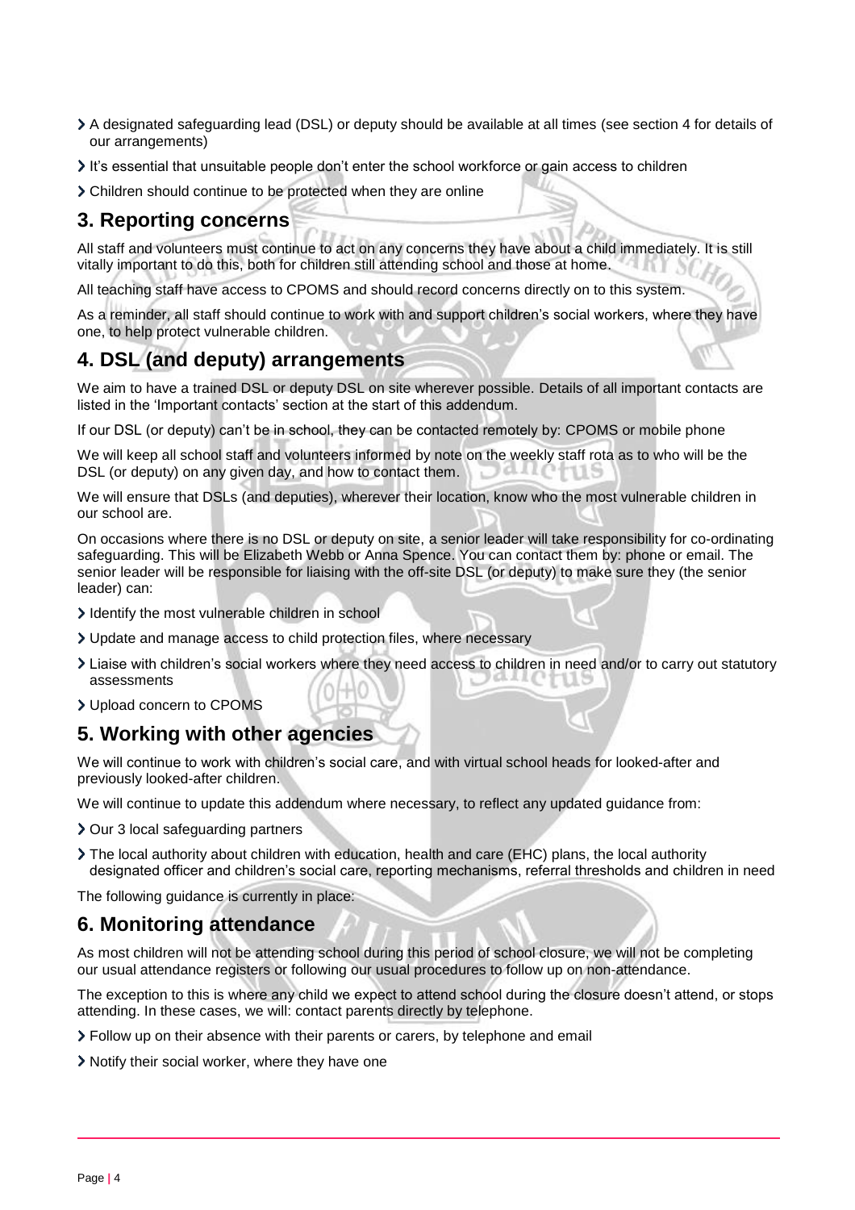- A designated safeguarding lead (DSL) or deputy should be available at all times (see section 4 for details of our arrangements)
- It's essential that unsuitable people don't enter the school workforce or gain access to children
- Children should continue to be protected when they are online

## 3. Reporting concerns

All staff and volunteers must continue to act on any concerns they have about a child immediately. It is still vitally important to do this, both for children still attending school and those at home.

All teaching staff have access to CPOMS and should record concerns directly on to this system.

As a reminder, all staff should continue to work with and support children's social workers, where they have one, to help protect vulnerable children.

## 4. DSL (and deputy) arrangements

We aim to have a trained DSL or deputy DSL on site wherever possible. Details of all important contacts are listed in the 'Important contacts' section at the start of this addendum.

If our DSL (or deputy) can't be in school, they can be contacted remotely by: CPOMS or mobile phone

We will keep all school staff and volunteers informed by note on the weekly staff rota as to who will be the DSL (or deputy) on any given day, and how to contact them.

We will ensure that DSLs (and deputies), wherever their location, know who the most vulnerable children in our school are.

On occasions where there is no DSL or deputy on site, a senior leader will take responsibility for co-ordinating safeguarding. This will be Elizabeth Webb or Anna Spence. You can contact them by: phone or email. The senior leader will be responsible for liaising with the off-site DSL (or deputy) to make sure they (the senior leader) can:

- Identify the most vulnerable children in school
- Update and manage access to child protection files, where necessary
- Liaise with children's social workers where they need access to children in need and/or to carry out statutory assessments
- Upload concern to CPOMS

## 5. Working with other agencies

We will continue to work with children's social care, and with virtual school heads for looked-after and previously looked-after children.

We will continue to update this addendum where necessary, to reflect any updated guidance from:

- Our 3 local safeguarding partners
- The local authority about children with education, health and care (EHC) plans, the local authority designated officer and children's social care, reporting mechanisms, referral thresholds and children in need

The following guidance is currently in place:

## 6. Monitoring attendance

As most children will not be attending school during this period of school closure, we will not be completing our usual attendance registers or following our usual procedures to follow up on non-attendance.

The exception to this is where any child we expect to attend school during the closure doesn't attend, or stops attending. In these cases, we will: contact parents directly by telephone.

- Follow up on their absence with their parents or carers, by telephone and email
- Notify their social worker, where they have one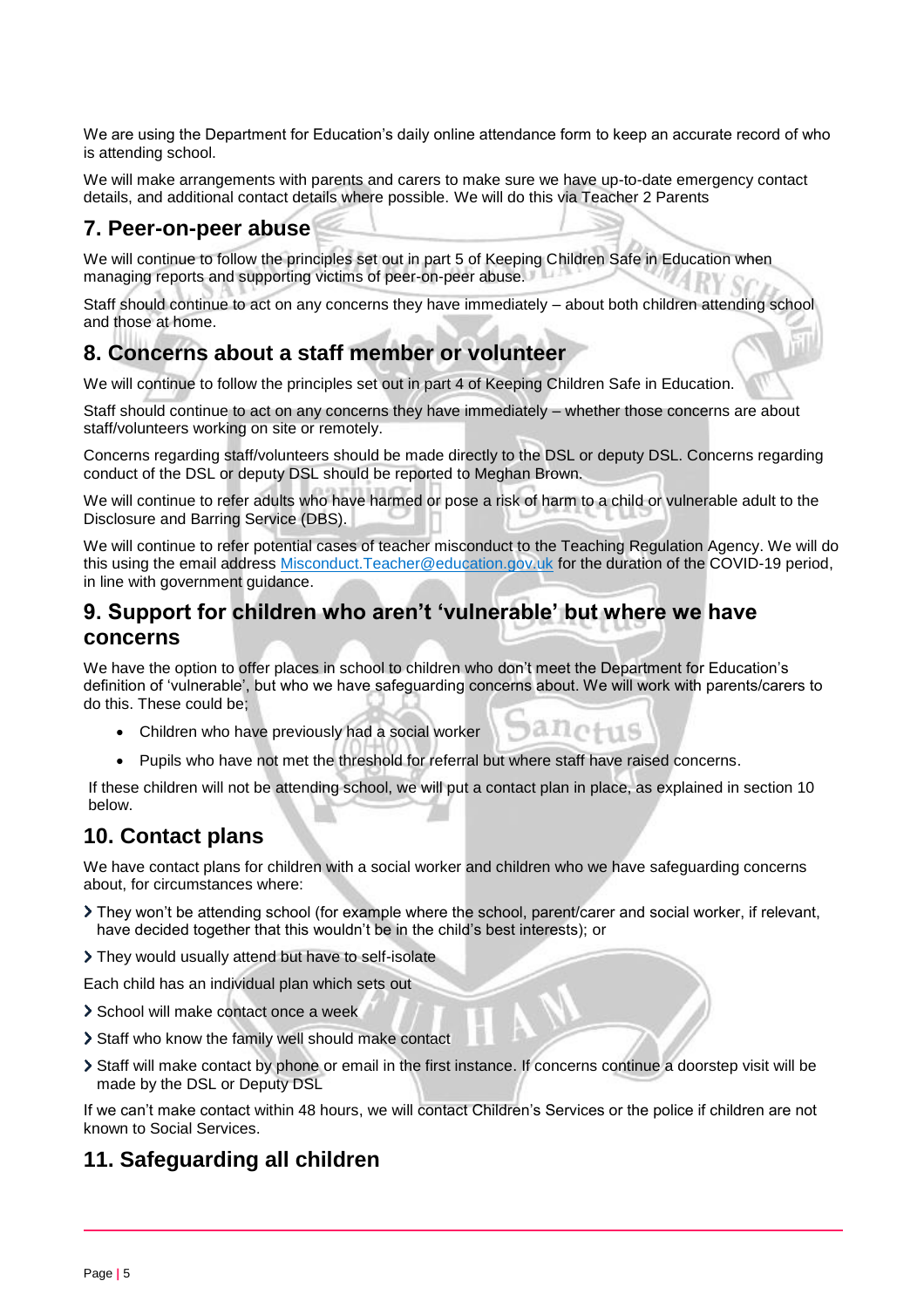We are using the Department for Education's daily online attendance form to keep an accurate record of who is attending school.

We will make arrangements with parents and carers to make sure we have up-to-date emergency contact details, and additional contact details where possible. We will do this via Teacher 2 Parents

## 7. Peer-on-peer abuse

We will continue to follow the principles set out in part 5 of Keeping Children Safe in Education when managing reports and supporting victims of peer-on-peer abuse.

Staff should continue to act on any concerns they have immediately – about both children attending school and those at home.

## 8. Concerns about a staff member or volunteer

We will continue to follow the principles set out in part 4 of Keeping Children Safe in Education.

Staff should continue to act on any concerns they have immediately – whether those concerns are about staff/volunteers working on site or remotely.

Concerns regarding staff/volunteers should be made directly to the DSL or deputy DSL. Concerns regarding conduct of the DSL or deputy DSL should be reported to Meghan Brown.

We will continue to refer adults who have harmed or pose a risk of harm to a child or vulnerable adult to the Disclosure and Barring Service (DBS).

We will continue to refer potential cases of teacher misconduct to the Teaching Regulation Agency. We will do this using the email address [Misconduct.Teacher@education.gov.uk](mailto:Misconduct.Teacher@education.gov.uk) for the duration of the COVID-19 period, in line with government guidance.

## 9. Support for children who aren't 'vulnerable' but where we have concerns

We have the option to offer places in school to children who don't meet the Department for Education's definition of 'vulnerable', but who we have safeguarding concerns about. We will work with parents/carers to do this. These could be;

- Children who have previously had a social worker
- Pupils who have not met the threshold for referral but where staff have raised concerns.

If these children will not be attending school, we will put a contact plan in place, as explained in section 10 below.

## 10. Contact plans

We have contact plans for children with a social worker and children who we have safeguarding concerns about, for circumstances where:

- They won't be attending school (for example where the school, parent/carer and social worker, if relevant, have decided together that this wouldn't be in the child's best interests); or
- They would usually attend but have to self-isolate

Each child has an individual plan which sets out

- School will make contact once a week
- Staff who know the family well should make contact
- Staff will make contact by phone or email in the first instance. If concerns continue a doorstep visit will be made by the DSL or Deputy DSL

If we can't make contact within 48 hours, we will contact Children's Services or the police if children are not known to Social Services.

## 11. Safeguarding all children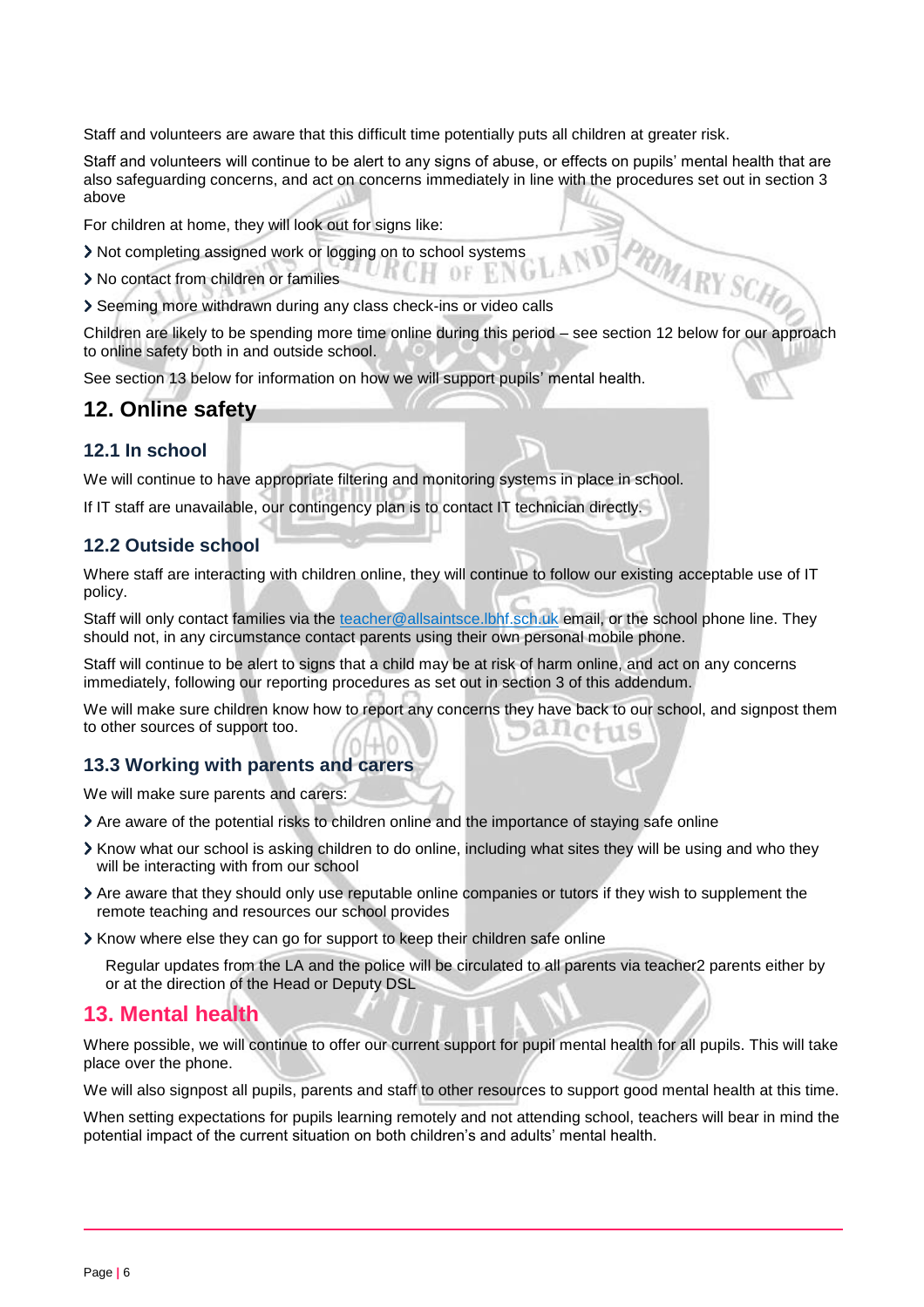Staff and volunteers are aware that this difficult time potentially puts all children at greater risk.

Staff and volunteers will continue to be alert to any signs of abuse, or effects on pupils' mental health that are also safeguarding concerns, and act on concerns immediately in line with the procedures set out in section 3 above

For children at home, they will look out for signs like:

- Not completing assigned work or logging on to school systems
- No contact from children or families
- Seeming more withdrawn during any class check-ins or video calls

Children are likely to be spending more time online during this period – see section 12 below for our approach to online safety both in and outside school.

See section 13 below for information on how we will support pupils' mental health.

## 12. Online safety

### 12.1 In school

We will continue to have appropriate filtering and monitoring systems in place in school.

If IT staff are unavailable, our contingency plan is to contact IT technician directly.

### 12.2 Outside school

Where staff are interacting with children online, they will continue to follow our existing acceptable use of IT policy.

Staff will only contact families via the teacher@allsaintsce.lbhf.sch.uk email, or the school phone line. They should not, in any circumstance contact parents using their own personal mobile phone.

Staff will continue to be alert to signs that a child may be at risk of harm online, and act on any concerns immediately, following our reporting procedures as set out in section 3 of this addendum.

We will make sure children know how to report any concerns they have back to our school, and signpost them to other sources of support too.

### 13.3 Working with parents and carers

We will make sure parents and carers:

- Are aware of the potential risks to children online and the importance of staying safe online
- Know what our school is asking children to do online, including what sites they will be using and who they will be interacting with from our school
- Are aware that they should only use reputable online companies or tutors if they wish to supplement the remote teaching and resources our school provides
- Know where else they can go for support to keep their children safe online

  Regular updates from the LA and the police will be circulated to all parents via teacher2 parents either by or at the direction of the Head or Deputy DSL

## 13. Mental health

Where possible, we will continue to offer our current support for pupil mental health for all pupils. This will take place over the phone.

We will also signpost all pupils, parents and staff to other resources to support good mental health at this time.

When setting expectations for pupils learning remotely and not attending school, teachers will bear in mind the potential impact of the current situation on both children's and adults' mental health.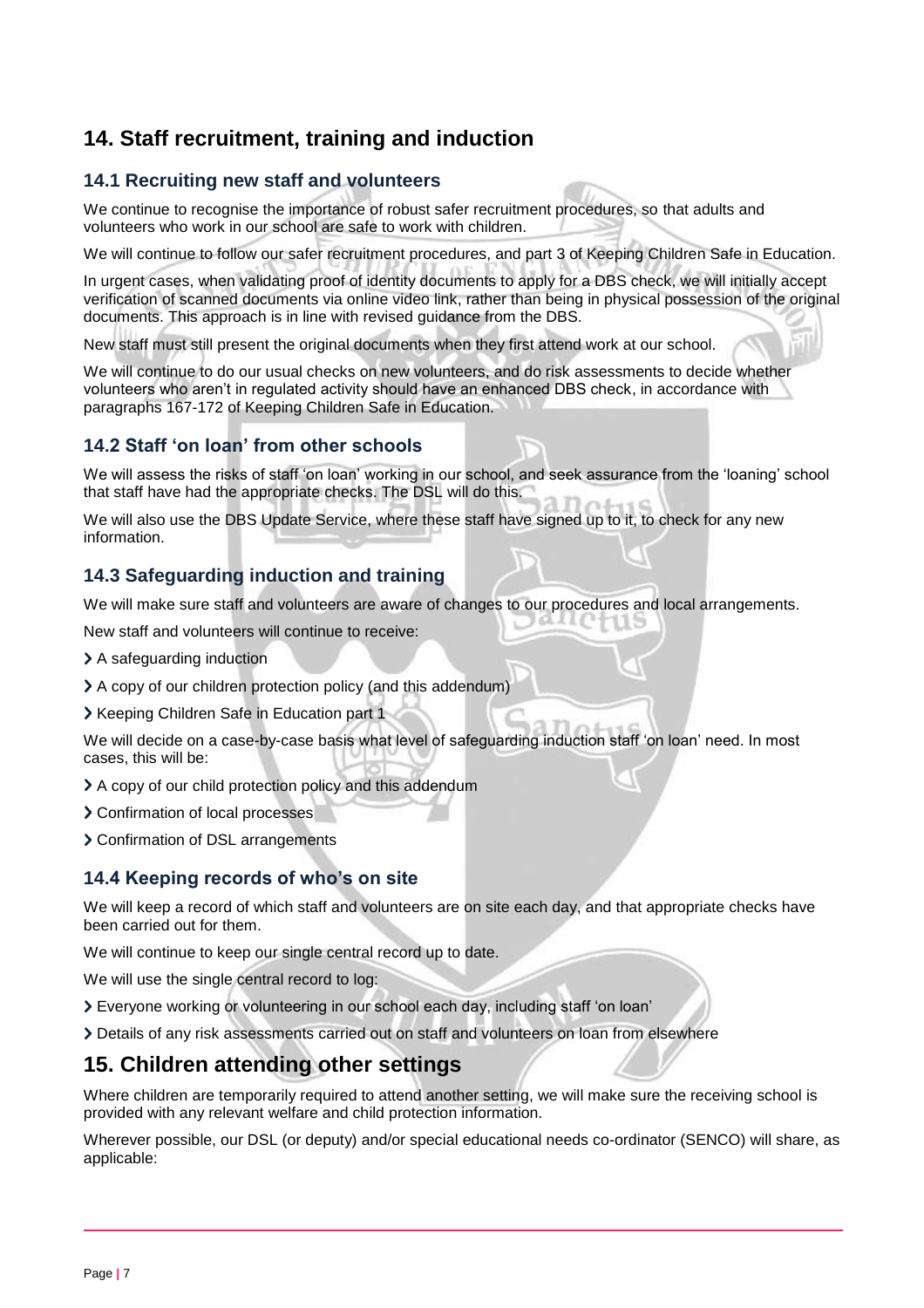## 14. Staff recruitment, training and induction

### 14.1 Recruiting new staff and volunteers

We continue to recognise the importance of robust safer recruitment procedures, so that adults and volunteers who work in our school are safe to work with children.

We will continue to follow our safer recruitment procedures, and part 3 of Keeping Children Safe in Education.

In urgent cases, when validating proof of identity documents to apply for a DBS check, we will initially accept verification of scanned documents via online video link, rather than being in physical possession of the original documents. This approach is in line with revised guidance from the DBS.

New staff must still present the original documents when they first attend work at our school.

We will continue to do our usual checks on new volunteers, and do risk assessments to decide whether volunteers who aren't in regulated activity should have an enhanced DBS check, in accordance with paragraphs 167-172 of Keeping Children Safe in Education.

### 14.2 Staff 'on loan' from other schools

We will assess the risks of staff 'on loan' working in our school, and seek assurance from the 'loaning' school that staff have had the appropriate checks. The DSL will do this.

We will also use the DBS Update Service, where these staff have signed up to it, to check for any new information.

### 14.3 Safeguarding induction and training

We will make sure staff and volunteers are aware of changes to our procedures and local arrangements.

New staff and volunteers will continue to receive:

- A safeguarding induction
- A copy of our children protection policy (and this addendum)
- Keeping Children Safe in Education part 1

We will decide on a case-by-case basis what level of safeguarding induction staff 'on loan' need. In most cases, this will be:

- A copy of our child protection policy and this addendum
- Confirmation of local processes
- Confirmation of DSL arrangements

### 14.4 Keeping records of who's on site

We will keep a record of which staff and volunteers are on site each day, and that appropriate checks have been carried out for them.

We will continue to keep our single central record up to date.

We will use the single central record to log:

- Everyone working or volunteering in our school each day, including staff 'on loan'
- Details of any risk assessments carried out on staff and volunteers on loan from elsewhere

## 15. Children attending other settings

Where children are temporarily required to attend another setting, we will make sure the receiving school is provided with any relevant welfare and child protection information.

Wherever possible, our DSL (or deputy) and/or special educational needs co-ordinator (SENCO) will share, as applicable: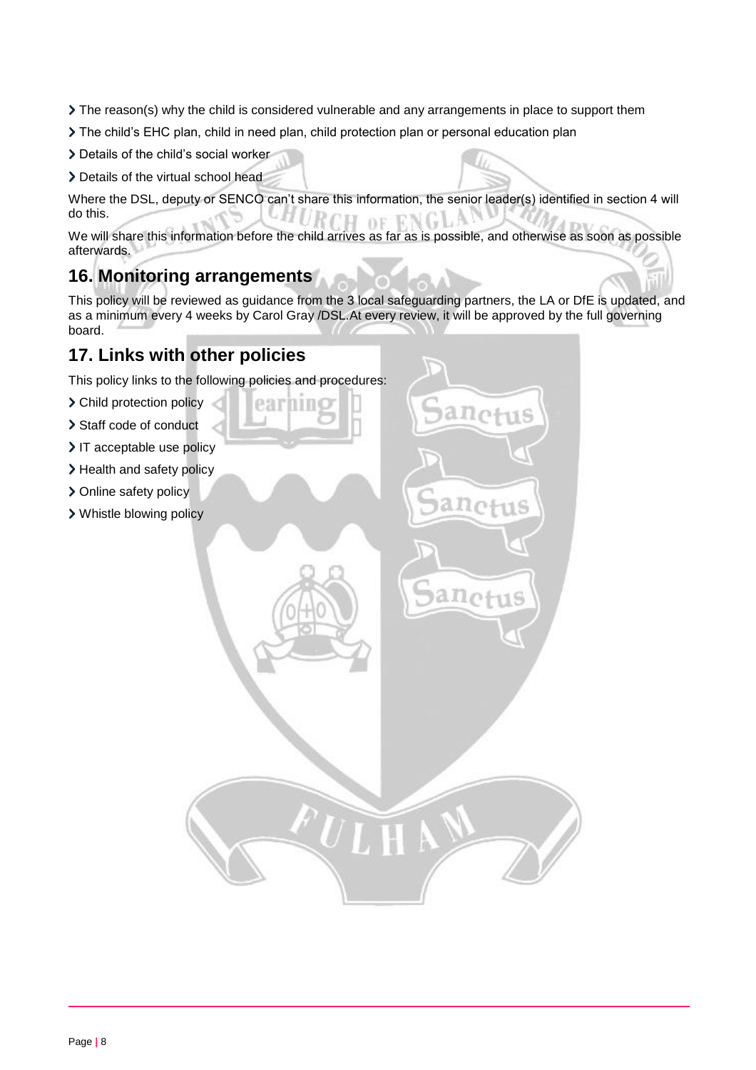- The reason(s) why the child is considered vulnerable and any arrangements in place to support them
- The child's EHC plan, child in need plan, child protection plan or personal education plan
- Details of the child's social worker
- Details of the virtual school head

Where the DSL, deputy or SENCO can't share this information, the senior leader(s) identified in section 4 will do this.

We will share this information before the child arrives as far as is possible, and otherwise as soon as possible afterwards.

## 16. Monitoring arrangements

This policy will be reviewed as guidance from the 3 local safeguarding partners, the LA or DfE is updated, and as a minimum every 4 weeks by Carol Gray /DSL.At every review, it will be approved by the full governing board.

## 17. Links with other policies

This policy links to the following policies and procedures:

- Child protection policy
- Staff code of conduct
- IT acceptable use policy
- Health and safety policy
- Online safety policy
- Whistle blowing policy